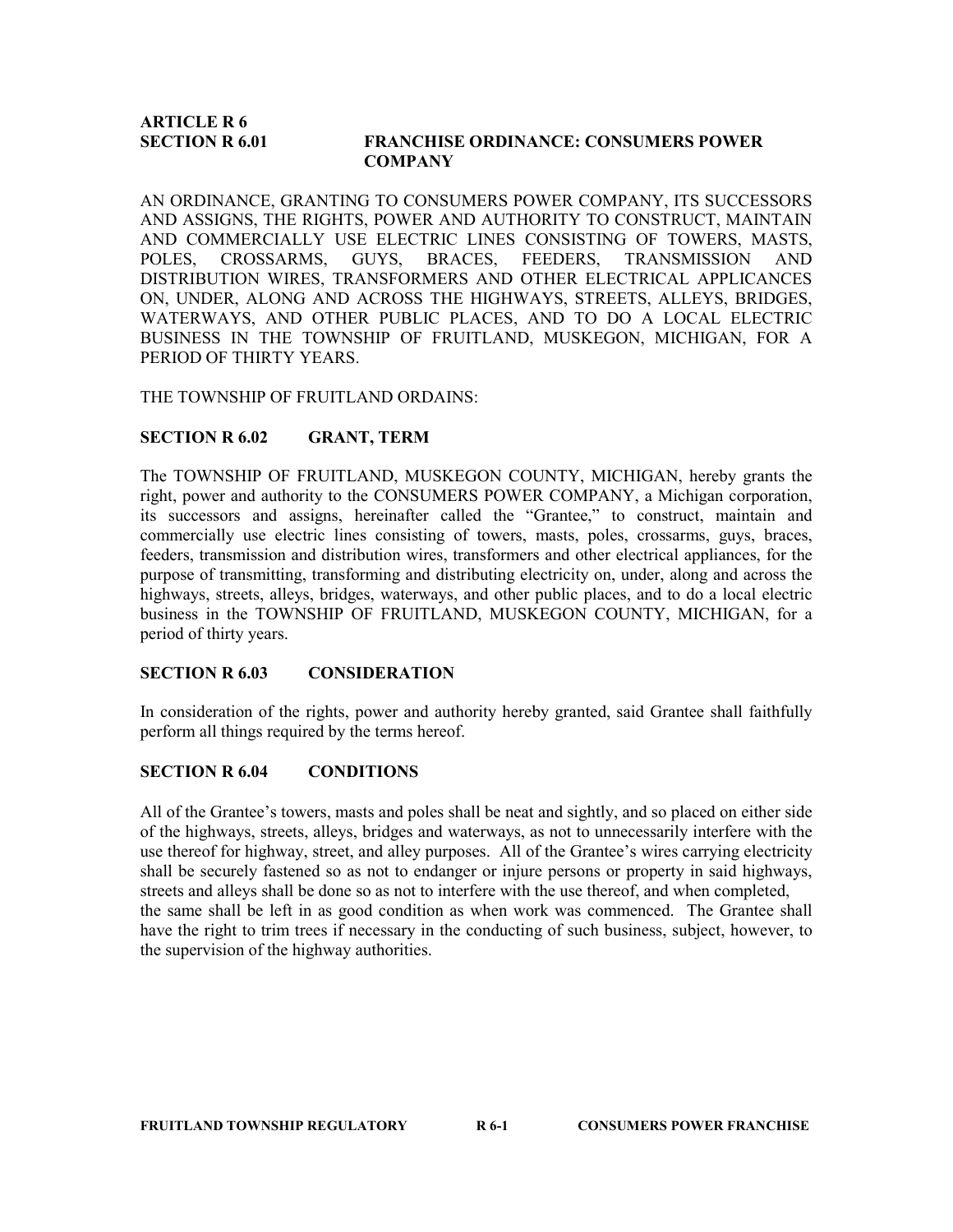## ARTICLE R 6

## SECTION R 6.01 FRANCHISE ORDINANCE: CONSUMERS POWER COMPANY

AN ORDINANCE, GRANTING TO CONSUMERS POWER COMPANY, ITS SUCCESSORS AND ASSIGNS, THE RIGHTS, POWER AND AUTHORITY TO CONSTRUCT, MAINTAIN AND COMMERCIALLY USE ELECTRIC LINES CONSISTING OF TOWERS, MASTS, POLES, CROSSARMS, GUYS, BRACES, FEEDERS, TRANSMISSION AND DISTRIBUTION WIRES, TRANSFORMERS AND OTHER ELECTRICAL APPLICANCES ON, UNDER, ALONG AND ACROSS THE HIGHWAYS, STREETS, ALLEYS, BRIDGES, WATERWAYS, AND OTHER PUBLIC PLACES, AND TO DO A LOCAL ELECTRIC BUSINESS IN THE TOWNSHIP OF FRUITLAND, MUSKEGON, MICHIGAN, FOR A PERIOD OF THIRTY YEARS.

THE TOWNSHIP OF FRUITLAND ORDAINS:

### SECTION R 6.02 GRANT, TERM

The TOWNSHIP OF FRUITLAND, MUSKEGON COUNTY, MICHIGAN, hereby grants the right, power and authority to the CONSUMERS POWER COMPANY, a Michigan corporation, its successors and assigns, hereinafter called the "Grantee," to construct, maintain and commercially use electric lines consisting of towers, masts, poles, crossarms, guys, braces, feeders, transmission and distribution wires, transformers and other electrical appliances, for the purpose of transmitting, transforming and distributing electricity on, under, along and across the highways, streets, alleys, bridges, waterways, and other public places, and to do a local electric business in the TOWNSHIP OF FRUITLAND, MUSKEGON COUNTY, MICHIGAN, for a period of thirty years.

### SECTION R 6.03 CONSIDERATION

In consideration of the rights, power and authority hereby granted, said Grantee shall faithfully perform all things required by the terms hereof.

### SECTION R 6.04 CONDITIONS

All of the Grantee's towers, masts and poles shall be neat and sightly, and so placed on either side of the highways, streets, alleys, bridges and waterways, as not to unnecessarily interfere with the use thereof for highway, street, and alley purposes. All of the Grantee's wires carrying electricity shall be securely fastened so as not to endanger or injure persons or property in said highways, streets and alleys shall be done so as not to interfere with the use thereof, and when completed, the same shall be left in as good condition as when work was commenced. The Grantee shall have the right to trim trees if necessary in the conducting of such business, subject, however, to the supervision of the highway authorities.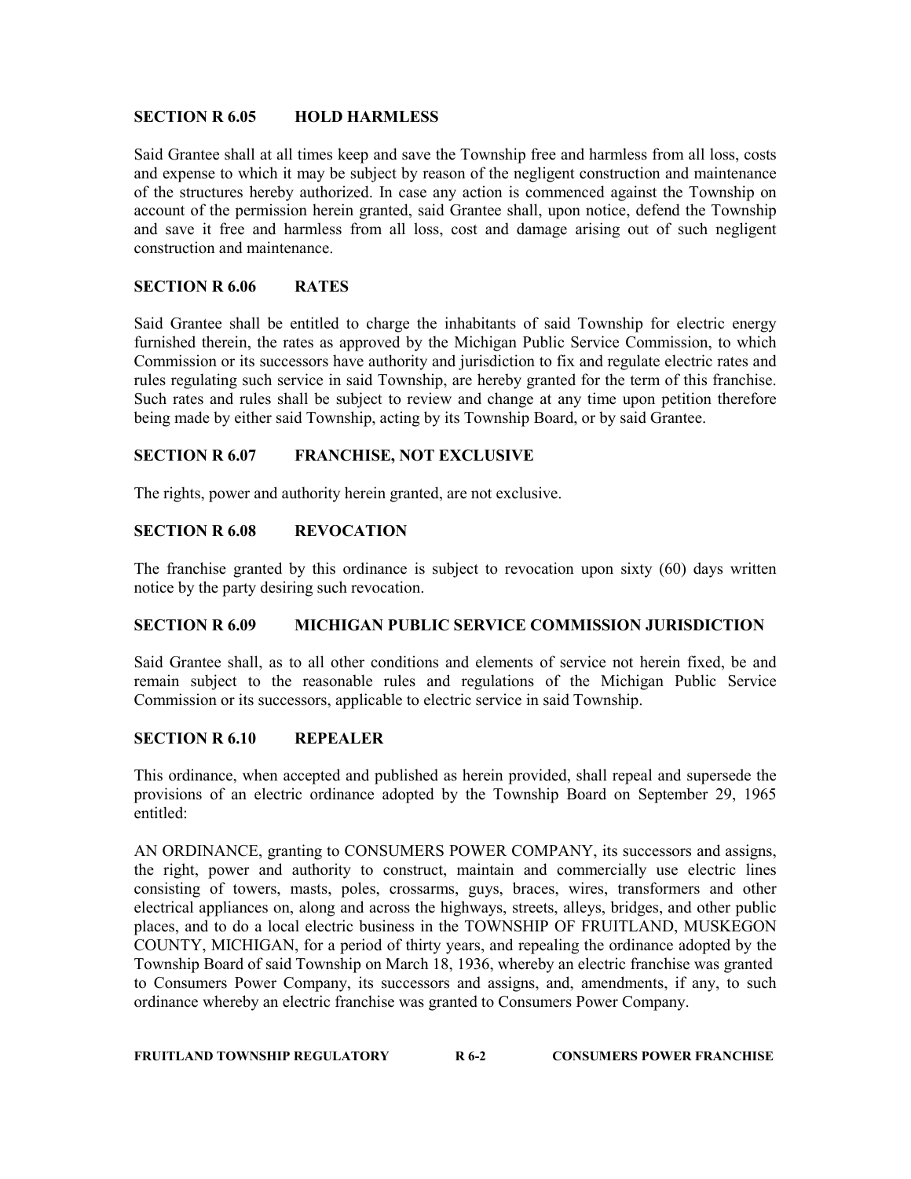## SECTION R 6.05 HOLD HARMLESS

Said Grantee shall at all times keep and save the Township free and harmless from all loss, costs and expense to which it may be subject by reason of the negligent construction and maintenance of the structures hereby authorized. In case any action is commenced against the Township on account of the permission herein granted, said Grantee shall, upon notice, defend the Township and save it free and harmless from all loss, cost and damage arising out of such negligent construction and maintenance.

## SECTION R 6.06 RATES

Said Grantee shall be entitled to charge the inhabitants of said Township for electric energy furnished therein, the rates as approved by the Michigan Public Service Commission, to which Commission or its successors have authority and jurisdiction to fix and regulate electric rates and rules regulating such service in said Township, are hereby granted for the term of this franchise. Such rates and rules shall be subject to review and change at any time upon petition therefore being made by either said Township, acting by its Township Board, or by said Grantee.

## SECTION R 6.07 FRANCHISE, NOT EXCLUSIVE

The rights, power and authority herein granted, are not exclusive.

## SECTION R 6.08 REVOCATION

The franchise granted by this ordinance is subject to revocation upon sixty (60) days written notice by the party desiring such revocation.

## SECTION R 6.09 MICHIGAN PUBLIC SERVICE COMMISSION JURISDICTION

Said Grantee shall, as to all other conditions and elements of service not herein fixed, be and remain subject to the reasonable rules and regulations of the Michigan Public Service Commission or its successors, applicable to electric service in said Township.

## SECTION R 6.10 REPEALER

This ordinance, when accepted and published as herein provided, shall repeal and supersede the provisions of an electric ordinance adopted by the Township Board on September 29, 1965 entitled:

AN ORDINANCE, granting to CONSUMERS POWER COMPANY, its successors and assigns, the right, power and authority to construct, maintain and commercially use electric lines consisting of towers, masts, poles, crossarms, guys, braces, wires, transformers and other electrical appliances on, along and across the highways, streets, alleys, bridges, and other public places, and to do a local electric business in the TOWNSHIP OF FRUITLAND, MUSKEGON COUNTY, MICHIGAN, for a period of thirty years, and repealing the ordinance adopted by the Township Board of said Township on March 18, 1936, whereby an electric franchise was granted to Consumers Power Company, its successors and assigns, and, amendments, if any, to such ordinance whereby an electric franchise was granted to Consumers Power Company.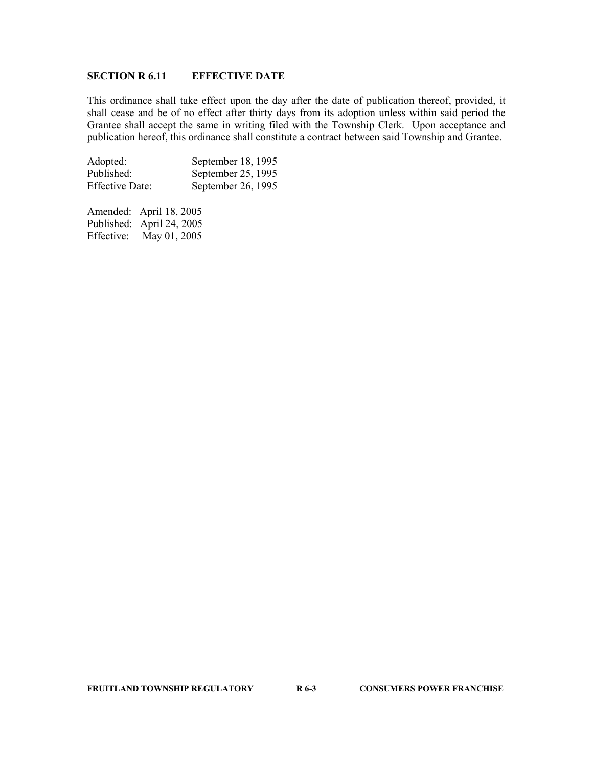### SECTION R 6.11 EFFECTIVE DATE

This ordinance shall take effect upon the day after the date of publication thereof, provided, it shall cease and be of no effect after thirty days from its adoption unless within said period the Grantee shall accept the same in writing filed with the Township Clerk. Upon acceptance and publication hereof, this ordinance shall constitute a contract between said Township and Grantee.

| | |
|---|---|
| Adopted: | September 18, 1995 |
| Published: | September 25, 1995 |
| Effective Date: | September 26, 1995 |

Amended: April 18, 2005
Published: April 24, 2005
Effective: May 01, 2005